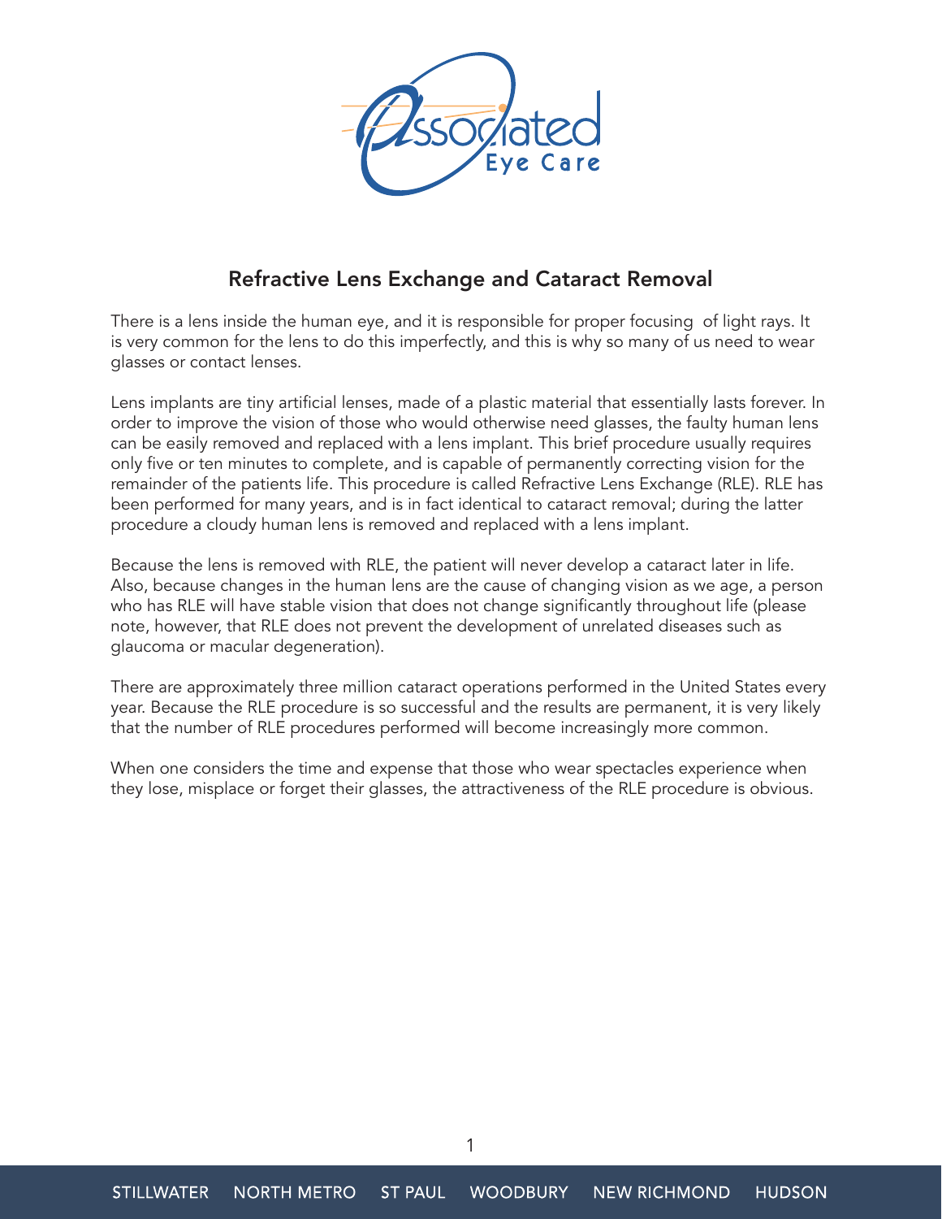## Refractive Lens Exchange and Cataract Removal

There is a lens inside the human eye, and it is responsible for proper focusing of light rays. It is very common for the lens to do this imperfectly, and this is why so many of us need to wear glasses or contact lenses.

Lens implants are tiny artificial lenses, made of a plastic material that essentially lasts forever. In order to improve the vision of those who would otherwise need glasses, the faulty human lens can be easily removed and replaced with a lens implant. This brief procedure usually requires only five or ten minutes to complete, and is capable of permanently correcting vision for the remainder of the patients life. This procedure is called Refractive Lens Exchange (RLE). RLE has been performed for many years, and is in fact identical to cataract removal; during the latter procedure a cloudy human lens is removed and replaced with a lens implant.

Because the lens is removed with RLE, the patient will never develop a cataract later in life. Also, because changes in the human lens are the cause of changing vision as we age, a person who has RLE will have stable vision that does not change significantly throughout life (please note, however, that RLE does not prevent the development of unrelated diseases such as glaucoma or macular degeneration).

There are approximately three million cataract operations performed in the United States every year. Because the RLE procedure is so successful and the results are permanent, it is very likely that the number of RLE procedures performed will become increasingly more common.

When one considers the time and expense that those who wear spectacles experience when they lose, misplace or forget their glasses, the attractiveness of the RLE procedure is obvious.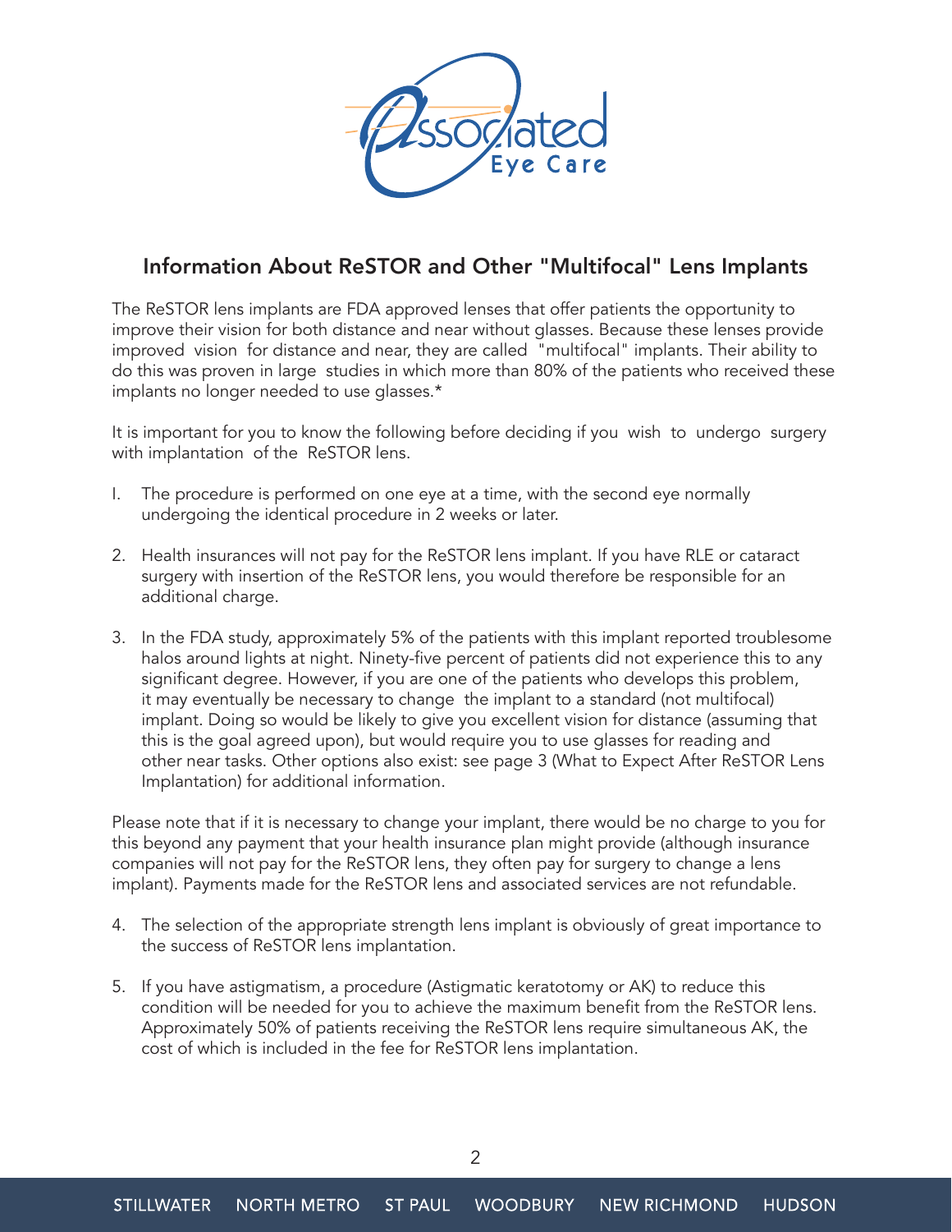Associated Eye Care

## Information About ReSTOR and Other "Multifocal" Lens Implants

The ReSTOR lens implants are FDA approved lenses that offer patients the opportunity to improve their vision for both distance and near without glasses. Because these lenses provide improved vision for distance and near, they are called "multifocal" implants. Their ability to do this was proven in large studies in which more than 80% of the patients who received these implants no longer needed to use glasses.*

It is important for you to know the following before deciding if you wish to undergo surgery with implantation of the ReSTOR lens.

1. The procedure is performed on one eye at a time, with the second eye normally undergoing the identical procedure in 2 weeks or later.

2. Health insurances will not pay for the ReSTOR lens implant. If you have RLE or cataract surgery with insertion of the ReSTOR lens, you would therefore be responsible for an additional charge.

3. In the FDA study, approximately 5% of the patients with this implant reported troublesome halos around lights at night. Ninety-five percent of patients did not experience this to any significant degree. However, if you are one of the patients who develops this problem, it may eventually be necessary to change the implant to a standard (not multifocal) implant. Doing so would be likely to give you excellent vision for distance (assuming that this is the goal agreed upon), but would require you to use glasses for reading and other near tasks. Other options also exist: see page 3 (What to Expect After ReSTOR Lens Implantation) for additional information.

Please note that if it is necessary to change your implant, there would be no charge to you for this beyond any payment that your health insurance plan might provide (although insurance companies will not pay for the ReSTOR lens, they often pay for surgery to change a lens implant). Payments made for the ReSTOR lens and associated services are not refundable.

4. The selection of the appropriate strength lens implant is obviously of great importance to the success of ReSTOR lens implantation.

5. If you have astigmatism, a procedure (Astigmatic keratotomy or AK) to reduce this condition will be needed for you to achieve the maximum benefit from the ReSTOR lens. Approximately 50% of patients receiving the ReSTOR lens require simultaneous AK, the cost of which is included in the fee for ReSTOR lens implantation.

STILLWATER NORTH METRO ST PAUL WOODBURY NEW RICHMOND HUDSON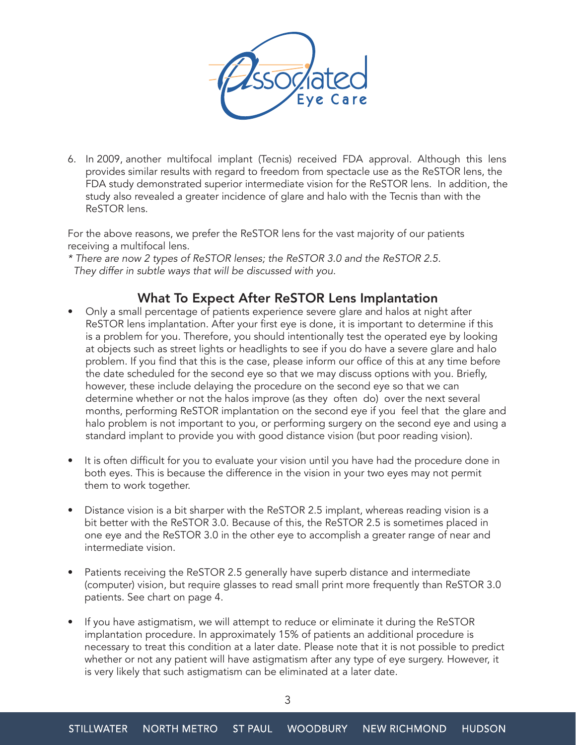6. In 2009, another multifocal implant (Tecnis) received FDA approval. Although this lens provides similar results with regard to freedom from spectacle use as the ReSTOR lens, the FDA study demonstrated superior intermediate vision for the ReSTOR lens. In addition, the study also revealed a greater incidence of glare and halo with the Tecnis than with the ReSTOR lens.

For the above reasons, we prefer the ReSTOR lens for the vast majority of our patients receiving a multifocal lens.

*\* There are now 2 types of ReSTOR lenses; the ReSTOR 3.0 and the ReSTOR 2.5. They differ in subtle ways that will be discussed with you.*

## What To Expect After ReSTOR Lens Implantation

- Only a small percentage of patients experience severe glare and halos at night after ReSTOR lens implantation. After your first eye is done, it is important to determine if this is a problem for you. Therefore, you should intentionally test the operated eye by looking at objects such as street lights or headlights to see if you do have a severe glare and halo problem. If you find that this is the case, please inform our office of this at any time before the date scheduled for the second eye so that we may discuss options with you. Briefly, however, these include delaying the procedure on the second eye so that we can determine whether or not the halos improve (as they often do) over the next several months, performing ReSTOR implantation on the second eye if you feel that the glare and halo problem is not important to you, or performing surgery on the second eye and using a standard implant to provide you with good distance vision (but poor reading vision).

- It is often difficult for you to evaluate your vision until you have had the procedure done in both eyes. This is because the difference in the vision in your two eyes may not permit them to work together.

- Distance vision is a bit sharper with the ReSTOR 2.5 implant, whereas reading vision is a bit better with the ReSTOR 3.0. Because of this, the ReSTOR 2.5 is sometimes placed in one eye and the ReSTOR 3.0 in the other eye to accomplish a greater range of near and intermediate vision.

- Patients receiving the ReSTOR 2.5 generally have superb distance and intermediate (computer) vision, but require glasses to read small print more frequently than ReSTOR 3.0 patients. See chart on page 4.

- If you have astigmatism, we will attempt to reduce or eliminate it during the ReSTOR implantation procedure. In approximately 15% of patients an additional procedure is necessary to treat this condition at a later date. Please note that it is not possible to predict whether or not any patient will have astigmatism after any type of eye surgery. However, it is very likely that such astigmatism can be eliminated at a later date.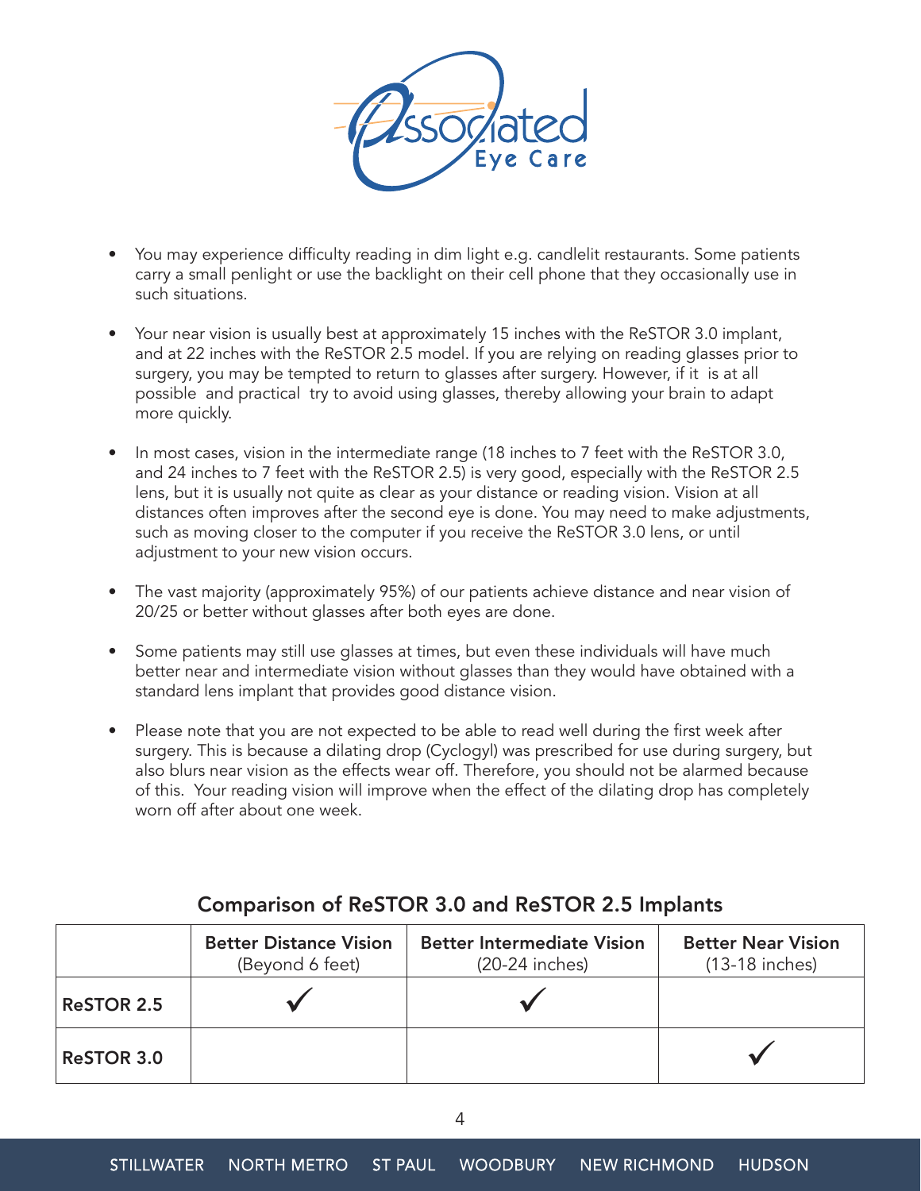- You may experience difficulty reading in dim light e.g. candlelit restaurants. Some patients carry a small penlight or use the backlight on their cell phone that they occasionally use in such situations.

- Your near vision is usually best at approximately 15 inches with the ReSTOR 3.0 implant, and at 22 inches with the ReSTOR 2.5 model. If you are relying on reading glasses prior to surgery, you may be tempted to return to glasses after surgery. However, if it is at all possible and practical try to avoid using glasses, thereby allowing your brain to adapt more quickly.

- In most cases, vision in the intermediate range (18 inches to 7 feet with the ReSTOR 3.0, and 24 inches to 7 feet with the ReSTOR 2.5) is very good, especially with the ReSTOR 2.5 lens, but it is usually not quite as clear as your distance or reading vision. Vision at all distances often improves after the second eye is done. You may need to make adjustments, such as moving closer to the computer if you receive the ReSTOR 3.0 lens, or until adjustment to your new vision occurs.

- The vast majority (approximately 95%) of our patients achieve distance and near vision of 20/25 or better without glasses after both eyes are done.

- Some patients may still use glasses at times, but even these individuals will have much better near and intermediate vision without glasses than they would have obtained with a standard lens implant that provides good distance vision.

- Please note that you are not expected to be able to read well during the first week after surgery. This is because a dilating drop (Cyclogyl) was prescribed for use during surgery, but also blurs near vision as the effects wear off. Therefore, you should not be alarmed because of this. Your reading vision will improve when the effect of the dilating drop has completely worn off after about one week.

## Comparison of ReSTOR 3.0 and ReSTOR 2.5 Implants

| | **Better Distance Vision** (Beyond 6 feet) | **Better Intermediate Vision** (20-24 inches) | **Better Near Vision** (13-18 inches) |
|---|---|---|---|
| **ReSTOR 2.5** | ✓ | ✓ | |
| **ReSTOR 3.0** | | | ✓ |

STILLWATER NORTH METRO ST PAUL WOODBURY NEW RICHMOND HUDSON